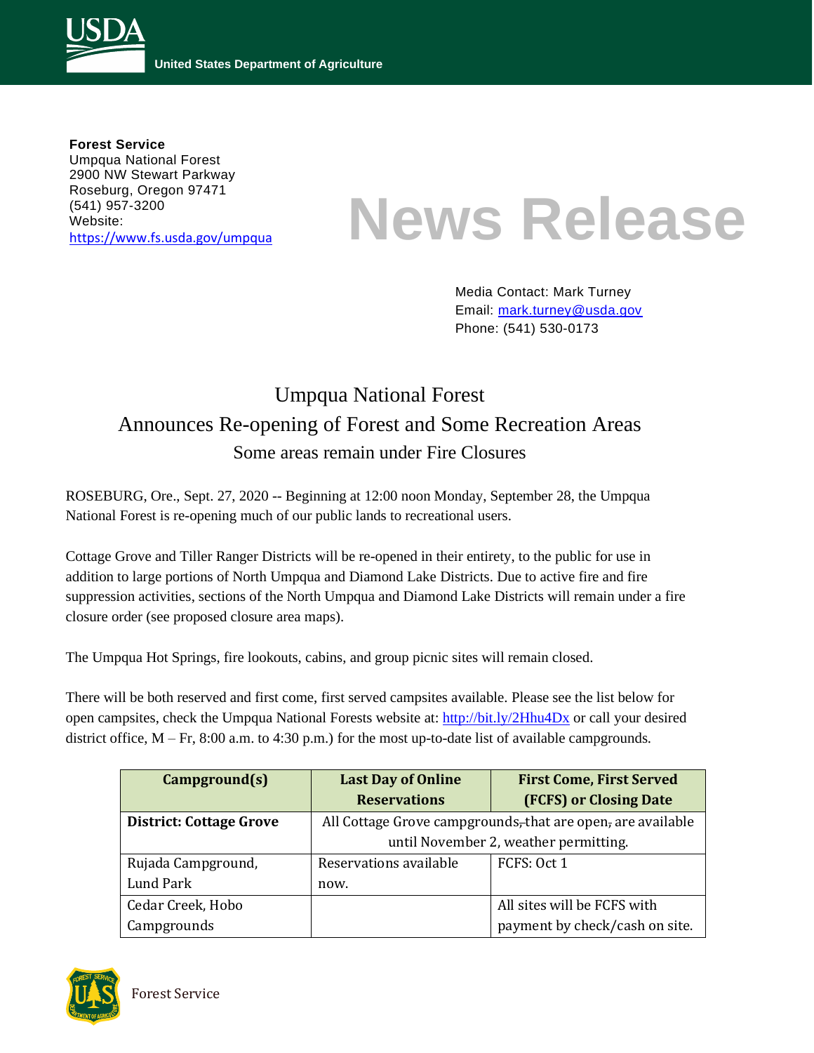**Forest Service**
Umpqua National Forest
2900 NW Stewart Parkway
Roseburg, Oregon 97471
(541) 957-3200
Website:
https://www.fs.usda.gov/umpqua

# News Release

Media Contact: Mark Turney
Email: mark.turney@usda.gov
Phone: (541) 530-0173

## Umpqua National Forest
## Announces Re-opening of Forest and Some Recreation Areas
### Some areas remain under Fire Closures

ROSEBURG, Ore., Sept. 27, 2020 -- Beginning at 12:00 noon Monday, September 28, the Umpqua National Forest is re-opening much of our public lands to recreational users.

Cottage Grove and Tiller Ranger Districts will be re-opened in their entirety, to the public for use in addition to large portions of North Umpqua and Diamond Lake Districts. Due to active fire and fire suppression activities, sections of the North Umpqua and Diamond Lake Districts will remain under a fire closure order (see proposed closure area maps).

The Umpqua Hot Springs, fire lookouts, cabins, and group picnic sites will remain closed.

There will be both reserved and first come, first served campsites available. Please see the list below for open campsites, check the Umpqua National Forests website at: http://bit.ly/2Hhu4Dx or call your desired district office, M – Fr, 8:00 a.m. to 4:30 p.m.) for the most up-to-date list of available campgrounds.

| Campground(s) | Last Day of Online Reservations | First Come, First Served (FCFS) or Closing Date |
|---|---|---|
| **District: Cottage Grove** | All Cottage Grove campgrounds that are open are available until November 2, weather permitting. | |
| Rujada Campground, Lund Park | Reservations available now. | FCFS: Oct 1 |
| Cedar Creek, Hobo Campgrounds | | All sites will be FCFS with payment by check/cash on site. |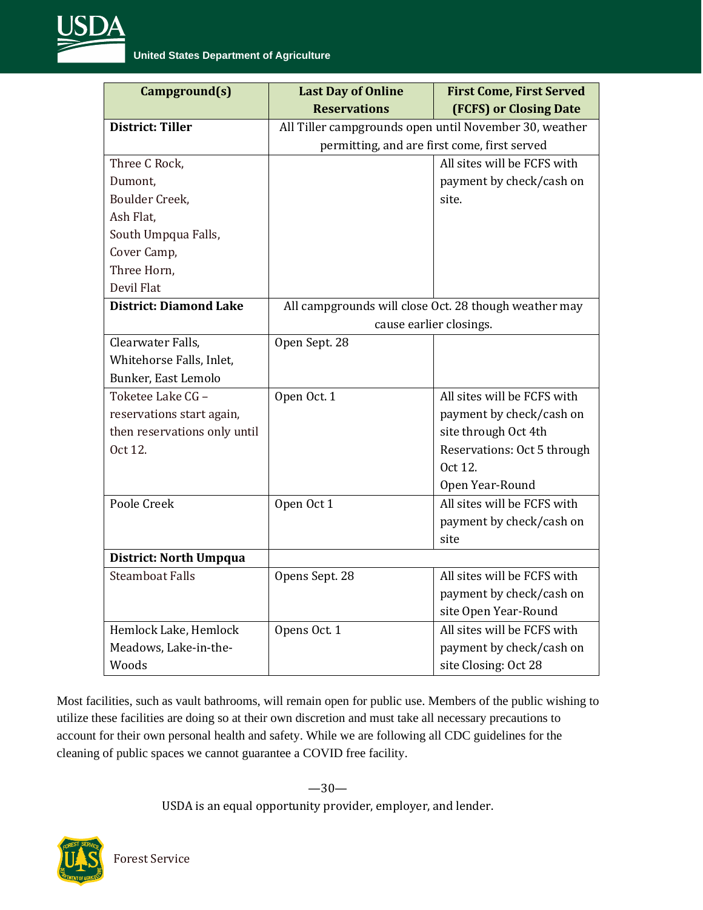| Campground(s) | Last Day of Online Reservations | First Come, First Served (FCFS) or Closing Date |
|---|---|---|
| **District: Tiller** | All Tiller campgrounds open until November 30, weather permitting, and are first come, first served | |
| Three C Rock, Dumont, Boulder Creek, Ash Flat, South Umpqua Falls, Cover Camp, Three Horn, Devil Flat | | All sites will be FCFS with payment by check/cash on site. |
| **District: Diamond Lake** | All campgrounds will close Oct. 28 though weather may cause earlier closings. | |
| Clearwater Falls, Whitehorse Falls, Inlet, Bunker, East Lemolo | Open Sept. 28 | |
| Toketee Lake CG – reservations start again, then reservations only until Oct 12. | Open Oct. 1 | All sites will be FCFS with payment by check/cash on site through Oct 4th Reservations: Oct 5 through Oct 12. Open Year-Round |
| Poole Creek | Open Oct 1 | All sites will be FCFS with payment by check/cash on site |
| **District: North Umpqua** | | |
| Steamboat Falls | Opens Sept. 28 | All sites will be FCFS with payment by check/cash on site Open Year-Round |
| Hemlock Lake, Hemlock Meadows, Lake-in-the-Woods | Opens Oct. 1 | All sites will be FCFS with payment by check/cash on site Closing: Oct 28 |

Most facilities, such as vault bathrooms, will remain open for public use. Members of the public wishing to utilize these facilities are doing so at their own discretion and must take all necessary precautions to account for their own personal health and safety. While we are following all CDC guidelines for the cleaning of public spaces we cannot guarantee a COVID free facility.

—30—

USDA is an equal opportunity provider, employer, and lender.